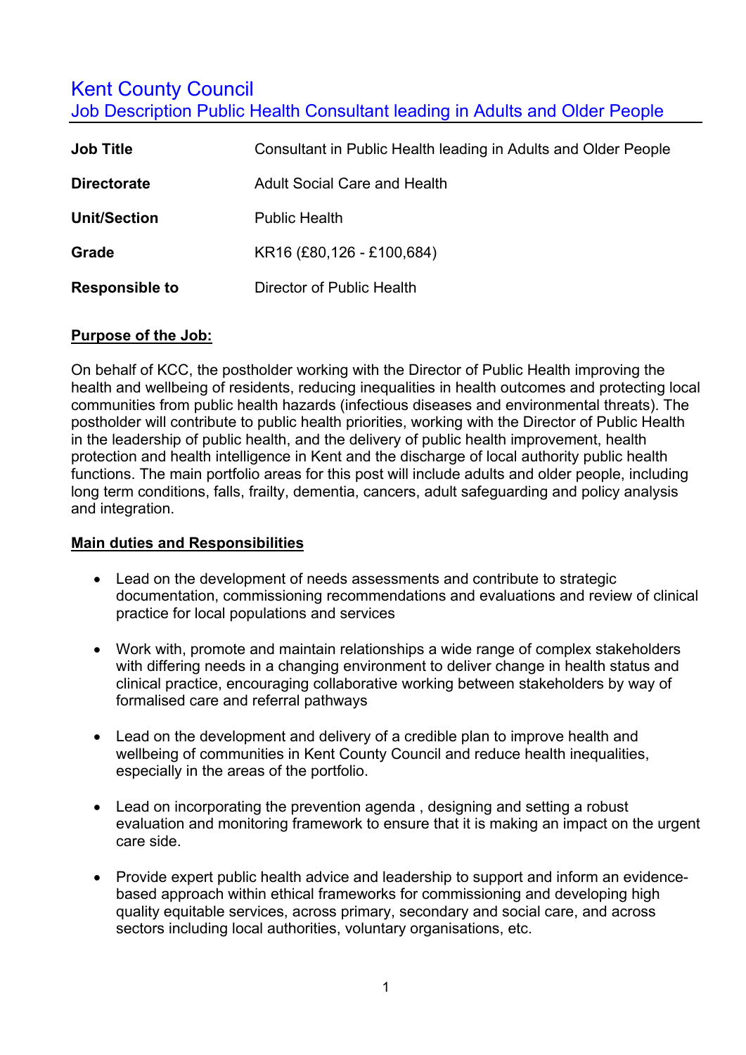# Kent County Council

## Job Description Public Health Consultant leading in Adults and Older People

| | |
|---|---|
| **Job Title** | Consultant in Public Health leading in Adults and Older People |
| **Directorate** | Adult Social Care and Health |
| **Unit/Section** | Public Health |
| **Grade** | KR16 (£80,126 - £100,684) |
| **Responsible to** | Director of Public Health |

**Purpose of the Job:**

On behalf of KCC, the postholder working with the Director of Public Health improving the health and wellbeing of residents, reducing inequalities in health outcomes and protecting local communities from public health hazards (infectious diseases and environmental threats). The postholder will contribute to public health priorities, working with the Director of Public Health in the leadership of public health, and the delivery of public health improvement, health protection and health intelligence in Kent and the discharge of local authority public health functions. The main portfolio areas for this post will include adults and older people, including long term conditions, falls, frailty, dementia, cancers, adult safeguarding and policy analysis and integration.

**Main duties and Responsibilities**

- Lead on the development of needs assessments and contribute to strategic documentation, commissioning recommendations and evaluations and review of clinical practice for local populations and services

- Work with, promote and maintain relationships a wide range of complex stakeholders with differing needs in a changing environment to deliver change in health status and clinical practice, encouraging collaborative working between stakeholders by way of formalised care and referral pathways

- Lead on the development and delivery of a credible plan to improve health and wellbeing of communities in Kent County Council and reduce health inequalities, especially in the areas of the portfolio.

- Lead on incorporating the prevention agenda , designing and setting a robust evaluation and monitoring framework to ensure that it is making an impact on the urgent care side.

- Provide expert public health advice and leadership to support and inform an evidence-based approach within ethical frameworks for commissioning and developing high quality equitable services, across primary, secondary and social care, and across sectors including local authorities, voluntary organisations, etc.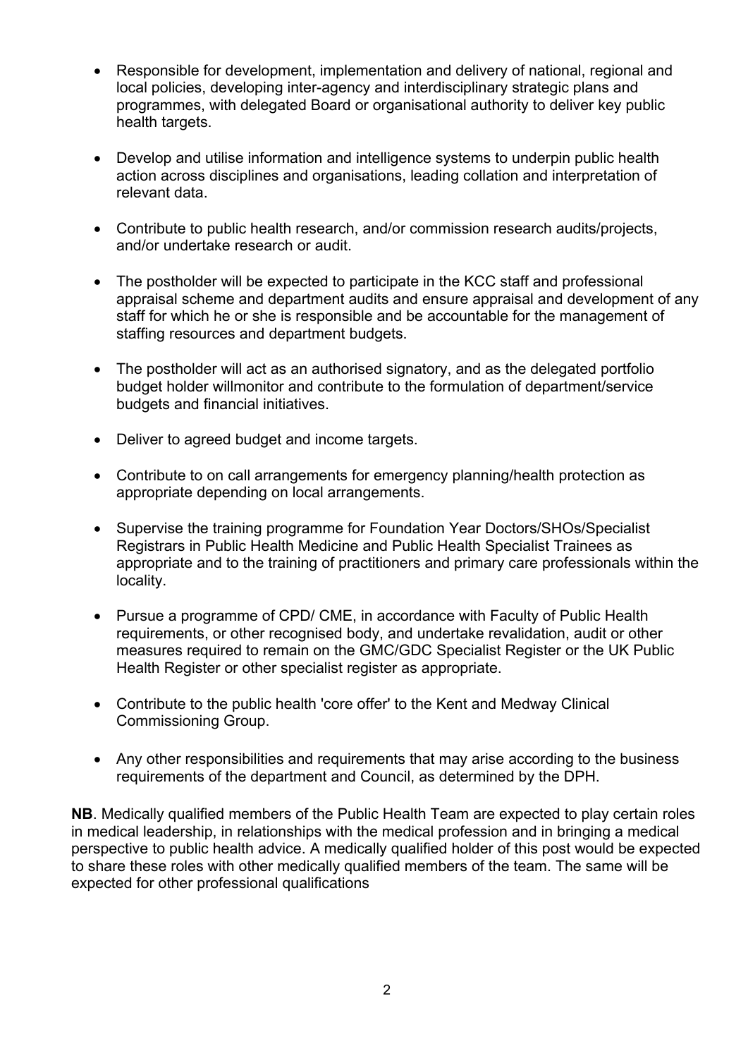- Responsible for development, implementation and delivery of national, regional and local policies, developing inter-agency and interdisciplinary strategic plans and programmes, with delegated Board or organisational authority to deliver key public health targets.

- Develop and utilise information and intelligence systems to underpin public health action across disciplines and organisations, leading collation and interpretation of relevant data.

- Contribute to public health research, and/or commission research audits/projects, and/or undertake research or audit.

- The postholder will be expected to participate in the KCC staff and professional appraisal scheme and department audits and ensure appraisal and development of any staff for which he or she is responsible and be accountable for the management of staffing resources and department budgets.

- The postholder will act as an authorised signatory, and as the delegated portfolio budget holder willmonitor and contribute to the formulation of department/service budgets and financial initiatives.

- Deliver to agreed budget and income targets.

- Contribute to on call arrangements for emergency planning/health protection as appropriate depending on local arrangements.

- Supervise the training programme for Foundation Year Doctors/SHOs/Specialist Registrars in Public Health Medicine and Public Health Specialist Trainees as appropriate and to the training of practitioners and primary care professionals within the locality.

- Pursue a programme of CPD/ CME, in accordance with Faculty of Public Health requirements, or other recognised body, and undertake revalidation, audit or other measures required to remain on the GMC/GDC Specialist Register or the UK Public Health Register or other specialist register as appropriate.

- Contribute to the public health 'core offer' to the Kent and Medway Clinical Commissioning Group.

- Any other responsibilities and requirements that may arise according to the business requirements of the department and Council, as determined by the DPH.

**NB**. Medically qualified members of the Public Health Team are expected to play certain roles in medical leadership, in relationships with the medical profession and in bringing a medical perspective to public health advice. A medically qualified holder of this post would be expected to share these roles with other medically qualified members of the team. The same will be expected for other professional qualifications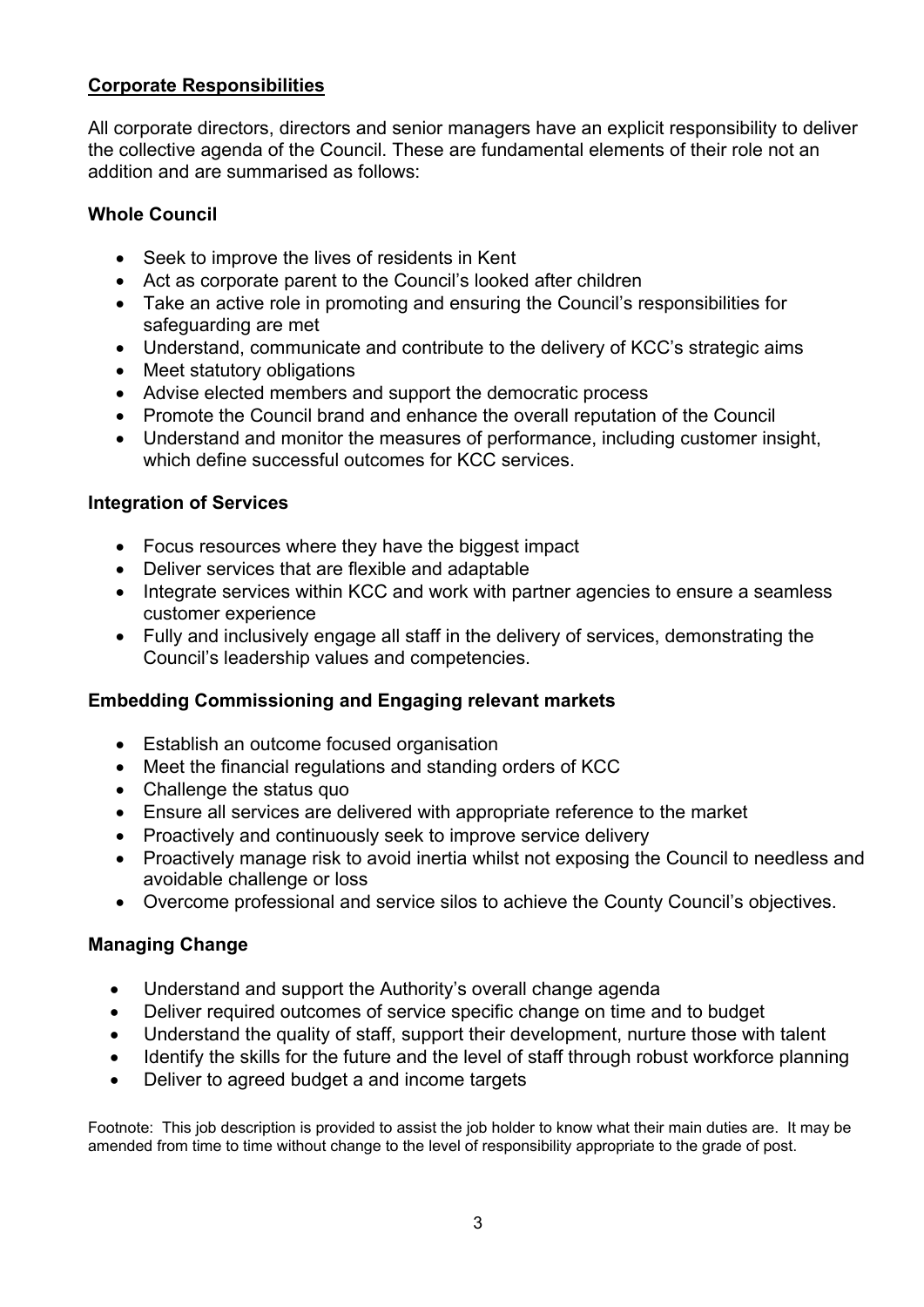## Corporate Responsibilities

All corporate directors, directors and senior managers have an explicit responsibility to deliver the collective agenda of the Council. These are fundamental elements of their role not an addition and are summarised as follows:

### Whole Council

- Seek to improve the lives of residents in Kent
- Act as corporate parent to the Council's looked after children
- Take an active role in promoting and ensuring the Council's responsibilities for safeguarding are met
- Understand, communicate and contribute to the delivery of KCC's strategic aims
- Meet statutory obligations
- Advise elected members and support the democratic process
- Promote the Council brand and enhance the overall reputation of the Council
- Understand and monitor the measures of performance, including customer insight, which define successful outcomes for KCC services.

### Integration of Services

- Focus resources where they have the biggest impact
- Deliver services that are flexible and adaptable
- Integrate services within KCC and work with partner agencies to ensure a seamless customer experience
- Fully and inclusively engage all staff in the delivery of services, demonstrating the Council's leadership values and competencies.

### Embedding Commissioning and Engaging relevant markets

- Establish an outcome focused organisation
- Meet the financial regulations and standing orders of KCC
- Challenge the status quo
- Ensure all services are delivered with appropriate reference to the market
- Proactively and continuously seek to improve service delivery
- Proactively manage risk to avoid inertia whilst not exposing the Council to needless and avoidable challenge or loss
- Overcome professional and service silos to achieve the County Council's objectives.

### Managing Change

- Understand and support the Authority's overall change agenda
- Deliver required outcomes of service specific change on time and to budget
- Understand the quality of staff, support their development, nurture those with talent
- Identify the skills for the future and the level of staff through robust workforce planning
- Deliver to agreed budget a and income targets

Footnote: This job description is provided to assist the job holder to know what their main duties are. It may be amended from time to time without change to the level of responsibility appropriate to the grade of post.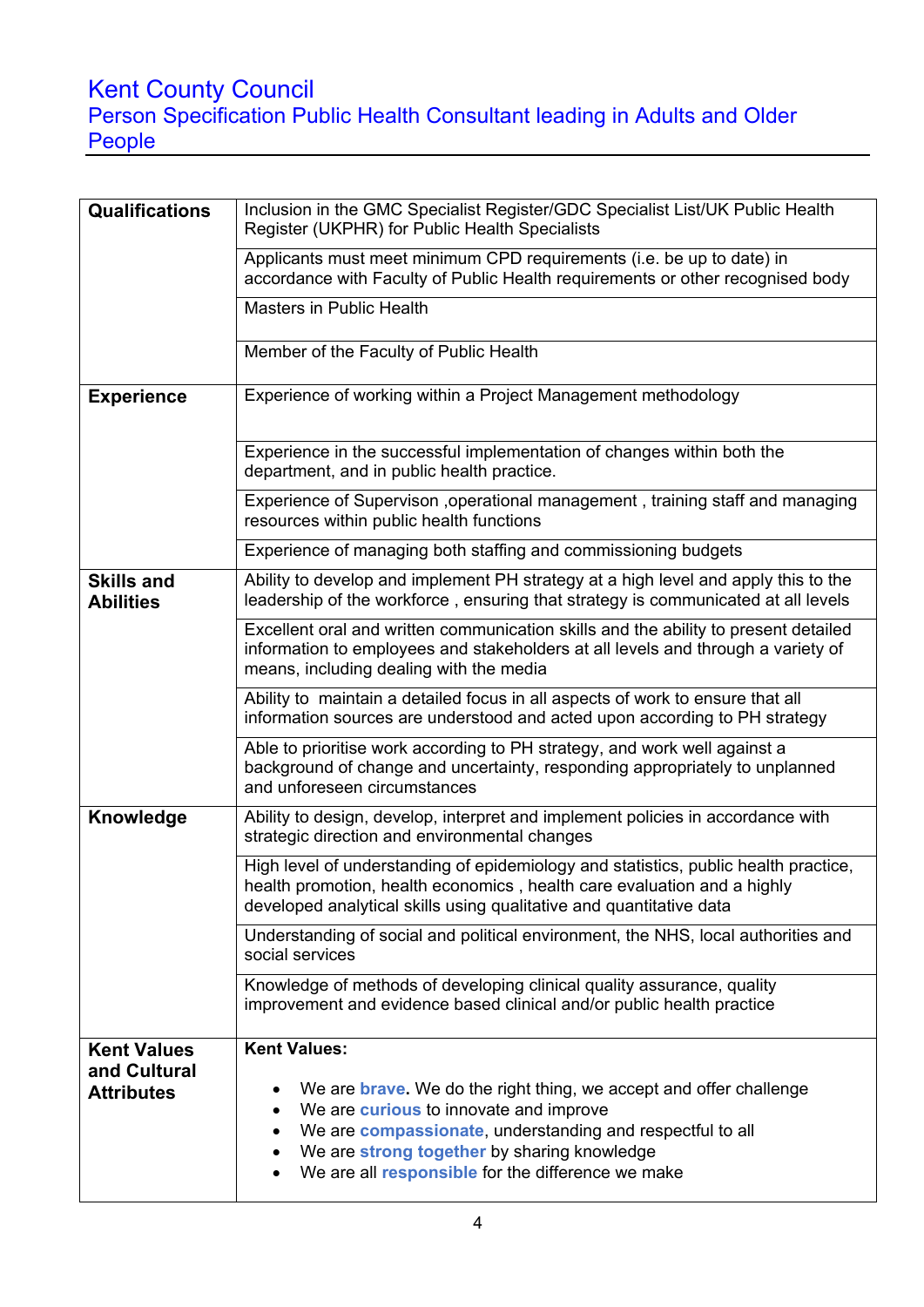# Kent County Council

## Person Specification Public Health Consultant leading in Adults and Older People

| | |
|---|---|
| **Qualifications** | Inclusion in the GMC Specialist Register/GDC Specialist List/UK Public Health Register (UKPHR) for Public Health Specialists |
| | Applicants must meet minimum CPD requirements (i.e. be up to date) in accordance with Faculty of Public Health requirements or other recognised body |
| | Masters in Public Health |
| | Member of the Faculty of Public Health |
| **Experience** | Experience of working within a Project Management methodology |
| | Experience in the successful implementation of changes within both the department, and in public health practice. |
| | Experience of Supervison ,operational management , training staff and managing resources within public health functions |
| | Experience of managing both staffing and commissioning budgets |
| **Skills and Abilities** | Ability to develop and implement PH strategy at a high level and apply this to the leadership of the workforce , ensuring that strategy is communicated at all levels |
| | Excellent oral and written communication skills and the ability to present detailed information to employees and stakeholders at all levels and through a variety of means, including dealing with the media |
| | Ability to maintain a detailed focus in all aspects of work to ensure that all information sources are understood and acted upon according to PH strategy |
| | Able to prioritise work according to PH strategy, and work well against a background of change and uncertainty, responding appropriately to unplanned and unforeseen circumstances |
| **Knowledge** | Ability to design, develop, interpret and implement policies in accordance with strategic direction and environmental changes |
| | High level of understanding of epidemiology and statistics, public health practice, health promotion, health economics , health care evaluation and a highly developed analytical skills using qualitative and quantitative data |
| | Understanding of social and political environment, the NHS, local authorities and social services |
| | Knowledge of methods of developing clinical quality assurance, quality improvement and evidence based clinical and/or public health practice |
| **Kent Values and Cultural Attributes** | **Kent Values:**<br>• We are **brave.** We do the right thing, we accept and offer challenge<br>• We are **curious** to innovate and improve<br>• We are **compassionate**, understanding and respectful to all<br>• We are **strong together** by sharing knowledge<br>• We are all **responsible** for the difference we make |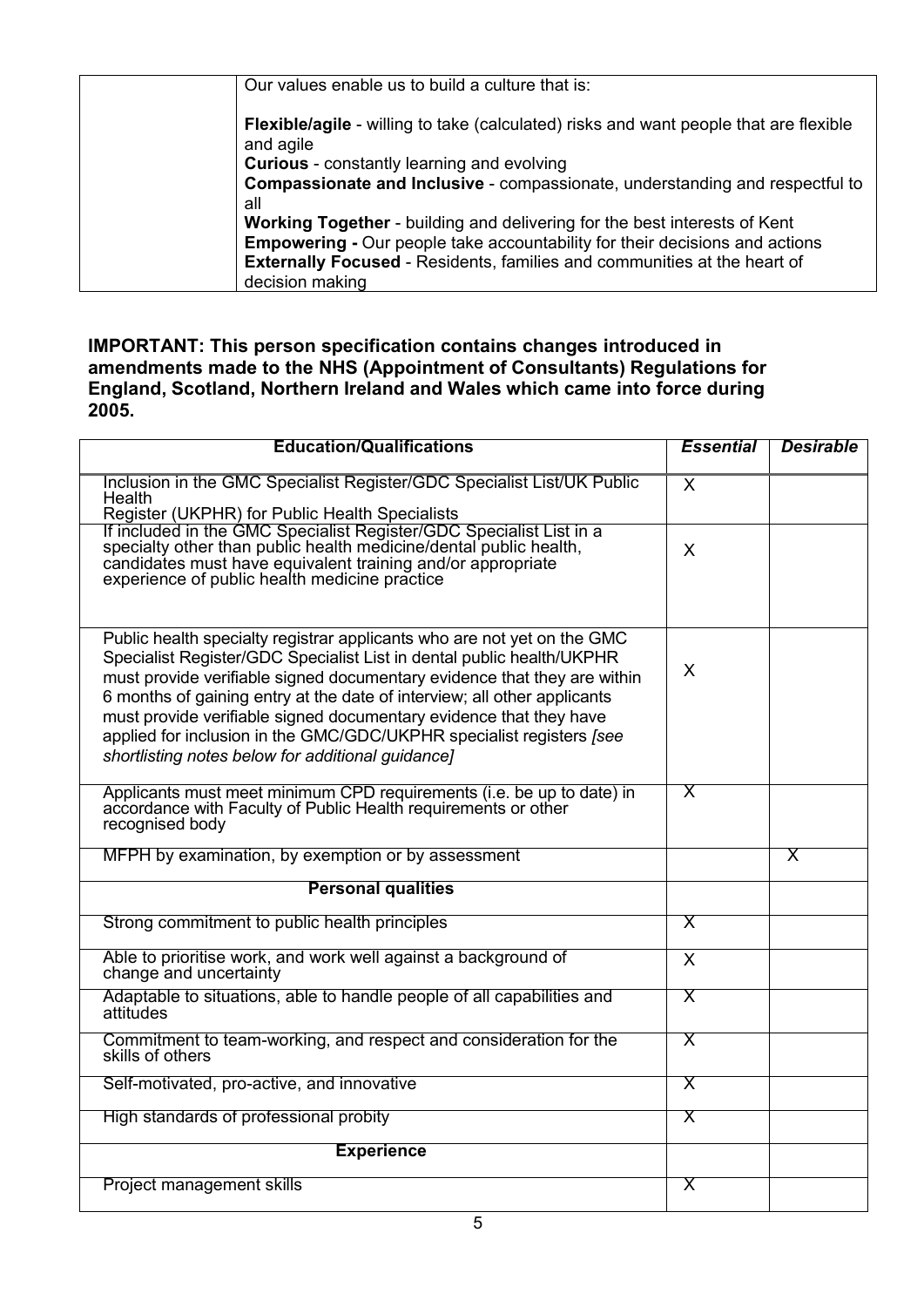| | Our values enable us to build a culture that is:<br><br>**Flexible/agile** - willing to take (calculated) risks and want people that are flexible and agile<br>**Curious** - constantly learning and evolving<br>**Compassionate and Inclusive** - compassionate, understanding and respectful to all<br>**Working Together** - building and delivering for the best interests of Kent<br>**Empowering -** Our people take accountability for their decisions and actions<br>**Externally Focused** - Residents, families and communities at the heart of decision making |
|---|---|

**IMPORTANT: This person specification contains changes introduced in amendments made to the NHS (Appointment of Consultants) Regulations for England, Scotland, Northern Ireland and Wales which came into force during 2005.**

| **Education/Qualifications** | ***Essential*** | ***Desirable*** |
|---|---|---|
| Inclusion in the GMC Specialist Register/GDC Specialist List/UK Public Health Register (UKPHR) for Public Health Specialists | X | |
| If included in the GMC Specialist Register/GDC Specialist List in a specialty other than public health medicine/dental public health, candidates must have equivalent training and/or appropriate experience of public health medicine practice | X | |
| Public health specialty registrar applicants who are not yet on the GMC Specialist Register/GDC Specialist List in dental public health/UKPHR must provide verifiable signed documentary evidence that they are within 6 months of gaining entry at the date of interview; all other applicants must provide verifiable signed documentary evidence that they have applied for inclusion in the GMC/GDC/UKPHR specialist registers *[see shortlisting notes below for additional guidance]* | X | |
| Applicants must meet minimum CPD requirements (i.e. be up to date) in accordance with Faculty of Public Health requirements or other recognised body | X | |
| MFPH by examination, by exemption or by assessment | | X |
| **Personal qualities** | | |
| Strong commitment to public health principles | X | |
| Able to prioritise work, and work well against a background of change and uncertainty | X | |
| Adaptable to situations, able to handle people of all capabilities and attitudes | X | |
| Commitment to team-working, and respect and consideration for the skills of others | X | |
| Self-motivated, pro-active, and innovative | X | |
| High standards of professional probity | X | |
| **Experience** | | |
| Project management skills | X | |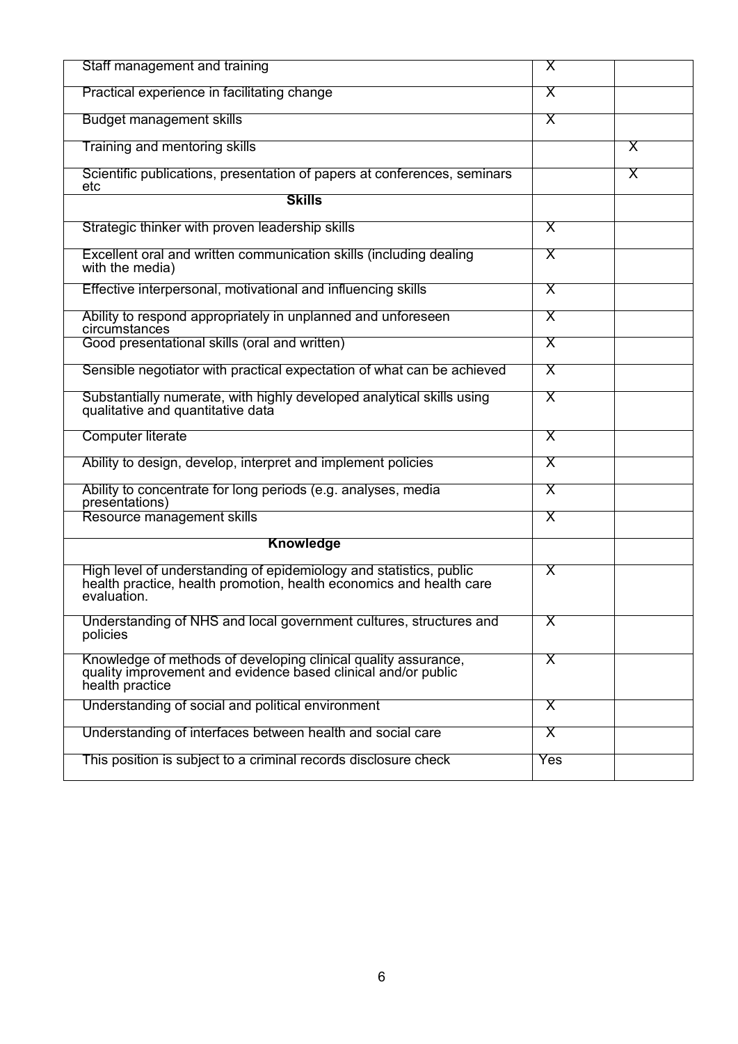| | | |
|---|---|---|
| Staff management and training | X | |
| Practical experience in facilitating change | X | |
| Budget management skills | X | |
| Training and mentoring skills | | X |
| Scientific publications, presentation of papers at conferences, seminars etc | | X |
| **Skills** | | |
| Strategic thinker with proven leadership skills | X | |
| Excellent oral and written communication skills (including dealing with the media) | X | |
| Effective interpersonal, motivational and influencing skills | X | |
| Ability to respond appropriately in unplanned and unforeseen circumstances | X | |
| Good presentational skills (oral and written) | X | |
| Sensible negotiator with practical expectation of what can be achieved | X | |
| Substantially numerate, with highly developed analytical skills using qualitative and quantitative data | X | |
| Computer literate | X | |
| Ability to design, develop, interpret and implement policies | X | |
| Ability to concentrate for long periods (e.g. analyses, media presentations) | X | |
| Resource management skills | X | |
| **Knowledge** | | |
| High level of understanding of epidemiology and statistics, public health practice, health promotion, health economics and health care evaluation. | X | |
| Understanding of NHS and local government cultures, structures and policies | X | |
| Knowledge of methods of developing clinical quality assurance, quality improvement and evidence based clinical and/or public health practice | X | |
| Understanding of social and political environment | X | |
| Understanding of interfaces between health and social care | X | |
| This position is subject to a criminal records disclosure check | Yes | |